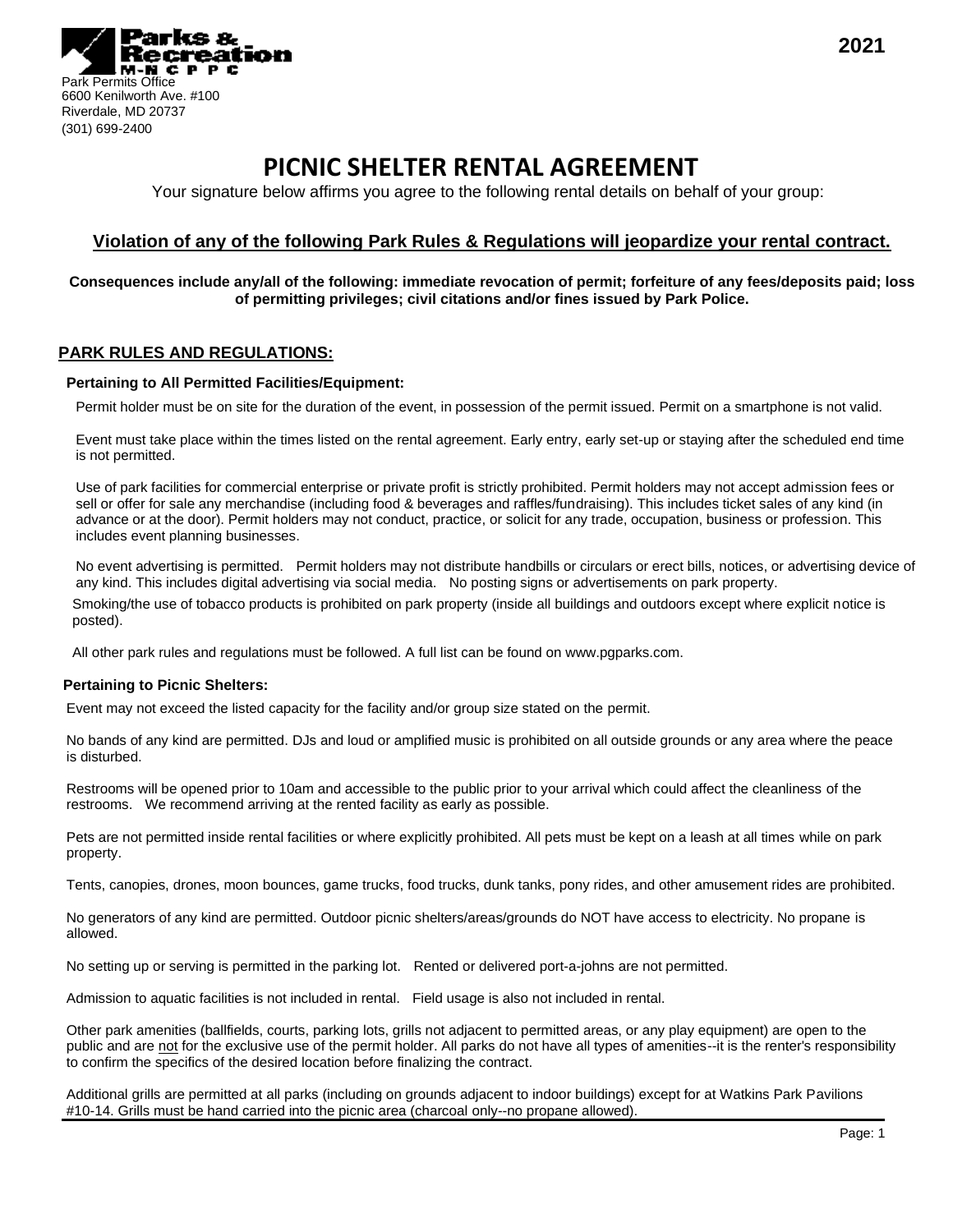Parks & Recreation M-NCPPC

Park Permits Office
6600 Kenilworth Ave. #100
Riverdale, MD 20737
(301) 699-2400

**2021**

# PICNIC SHELTER RENTAL AGREEMENT

Your signature below affirms you agree to the following rental details on behalf of your group:

## Violation of any of the following Park Rules & Regulations will jeopardize your rental contract.

**Consequences include any/all of the following: immediate revocation of permit; forfeiture of any fees/deposits paid; loss of permitting privileges; civil citations and/or fines issued by Park Police.**

## PARK RULES AND REGULATIONS:

### Pertaining to All Permitted Facilities/Equipment:

Permit holder must be on site for the duration of the event, in possession of the permit issued. Permit on a smartphone is not valid.

Event must take place within the times listed on the rental agreement. Early entry, early set-up or staying after the scheduled end time is not permitted.

Use of park facilities for commercial enterprise or private profit is strictly prohibited. Permit holders may not accept admission fees or sell or offer for sale any merchandise (including food & beverages and raffles/fundraising). This includes ticket sales of any kind (in advance or at the door). Permit holders may not conduct, practice, or solicit for any trade, occupation, business or profession. This includes event planning businesses.

No event advertising is permitted. Permit holders may not distribute handbills or circulars or erect bills, notices, or advertising device of any kind. This includes digital advertising via social media. No posting signs or advertisements on park property.

Smoking/the use of tobacco products is prohibited on park property (inside all buildings and outdoors except where explicit notice is posted).

All other park rules and regulations must be followed. A full list can be found on www.pgparks.com.

### Pertaining to Picnic Shelters:

Event may not exceed the listed capacity for the facility and/or group size stated on the permit.

No bands of any kind are permitted. DJs and loud or amplified music is prohibited on all outside grounds or any area where the peace is disturbed.

Restrooms will be opened prior to 10am and accessible to the public prior to your arrival which could affect the cleanliness of the restrooms. We recommend arriving at the rented facility as early as possible.

Pets are not permitted inside rental facilities or where explicitly prohibited. All pets must be kept on a leash at all times while on park property.

Tents, canopies, drones, moon bounces, game trucks, food trucks, dunk tanks, pony rides, and other amusement rides are prohibited.

No generators of any kind are permitted. Outdoor picnic shelters/areas/grounds do NOT have access to electricity. No propane is allowed.

No setting up or serving is permitted in the parking lot. Rented or delivered port-a-johns are not permitted.

Admission to aquatic facilities is not included in rental. Field usage is also not included in rental.

Other park amenities (ballfields, courts, parking lots, grills not adjacent to permitted areas, or any play equipment) are open to the public and are not for the exclusive use of the permit holder. All parks do not have all types of amenities--it is the renter's responsibility to confirm the specifics of the desired location before finalizing the contract.

Additional grills are permitted at all parks (including on grounds adjacent to indoor buildings) except for at Watkins Park Pavilions #10-14. Grills must be hand carried into the picnic area (charcoal only--no propane allowed).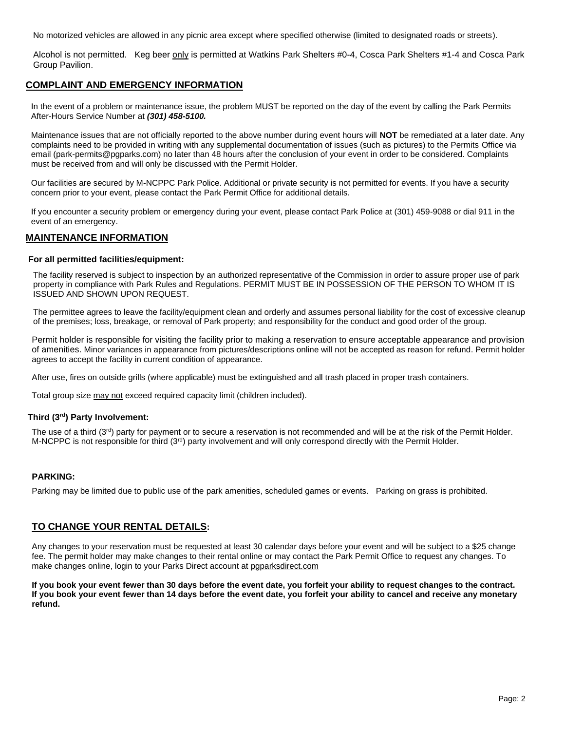No motorized vehicles are allowed in any picnic area except where specified otherwise (limited to designated roads or streets).

Alcohol is not permitted. Keg beer only is permitted at Watkins Park Shelters #0-4, Cosca Park Shelters #1-4 and Cosca Park Group Pavilion.

## COMPLAINT AND EMERGENCY INFORMATION

In the event of a problem or maintenance issue, the problem MUST be reported on the day of the event by calling the Park Permits After-Hours Service Number at ***(301) 458-5100.***

Maintenance issues that are not officially reported to the above number during event hours will **NOT** be remediated at a later date. Any complaints need to be provided in writing with any supplemental documentation of issues (such as pictures) to the Permits Office via email (park-permits@pgparks.com) no later than 48 hours after the conclusion of your event in order to be considered. Complaints must be received from and will only be discussed with the Permit Holder.

Our facilities are secured by M-NCPPC Park Police. Additional or private security is not permitted for events. If you have a security concern prior to your event, please contact the Park Permit Office for additional details.

If you encounter a security problem or emergency during your event, please contact Park Police at (301) 459-9088 or dial 911 in the event of an emergency.

## MAINTENANCE INFORMATION

**For all permitted facilities/equipment:**

The facility reserved is subject to inspection by an authorized representative of the Commission in order to assure proper use of park property in compliance with Park Rules and Regulations. PERMIT MUST BE IN POSSESSION OF THE PERSON TO WHOM IT IS ISSUED AND SHOWN UPON REQUEST.

The permittee agrees to leave the facility/equipment clean and orderly and assumes personal liability for the cost of excessive cleanup of the premises; loss, breakage, or removal of Park property; and responsibility for the conduct and good order of the group.

Permit holder is responsible for visiting the facility prior to making a reservation to ensure acceptable appearance and provision of amenities. Minor variances in appearance from pictures/descriptions online will not be accepted as reason for refund. Permit holder agrees to accept the facility in current condition of appearance.

After use, fires on outside grills (where applicable) must be extinguished and all trash placed in proper trash containers.

Total group size may not exceed required capacity limit (children included).

**Third (3rd) Party Involvement:**

The use of a third (3rd) party for payment or to secure a reservation is not recommended and will be at the risk of the Permit Holder. M-NCPPC is not responsible for third (3rd) party involvement and will only correspond directly with the Permit Holder.

**PARKING:**

Parking may be limited due to public use of the park amenities, scheduled games or events. Parking on grass is prohibited.

## TO CHANGE YOUR RENTAL DETAILS:

Any changes to your reservation must be requested at least 30 calendar days before your event and will be subject to a $25 change fee. The permit holder may make changes to their rental online or may contact the Park Permit Office to request any changes. To make changes online, login to your Parks Direct account at pgparksdirect.com

**If you book your event fewer than 30 days before the event date, you forfeit your ability to request changes to the contract. If you book your event fewer than 14 days before the event date, you forfeit your ability to cancel and receive any monetary refund.**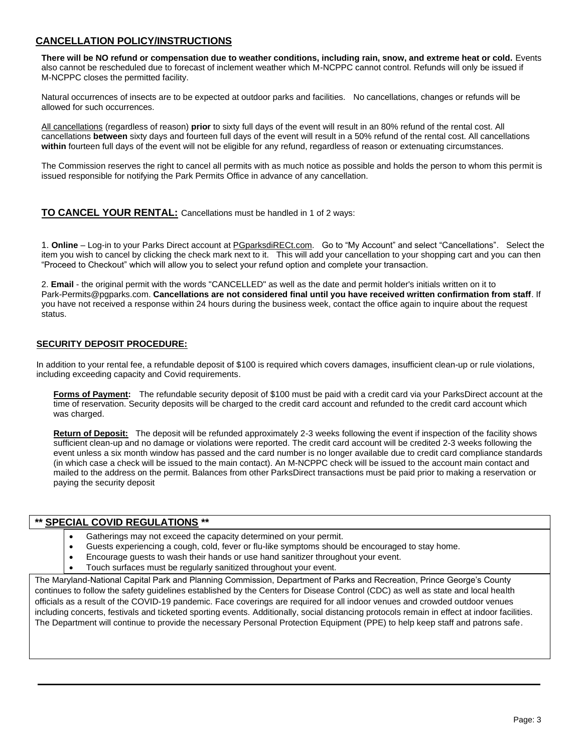## CANCELLATION POLICY/INSTRUCTIONS

**There will be NO refund or compensation due to weather conditions, including rain, snow, and extreme heat or cold.** Events also cannot be rescheduled due to forecast of inclement weather which M-NCPPC cannot control. Refunds will only be issued if M-NCPPC closes the permitted facility.

Natural occurrences of insects are to be expected at outdoor parks and facilities. No cancellations, changes or refunds will be allowed for such occurrences.

All cancellations (regardless of reason) **prior** to sixty full days of the event will result in an 80% refund of the rental cost. All cancellations **between** sixty days and fourteen full days of the event will result in a 50% refund of the rental cost. All cancellations **within** fourteen full days of the event will not be eligible for any refund, regardless of reason or extenuating circumstances.

The Commission reserves the right to cancel all permits with as much notice as possible and holds the person to whom this permit is issued responsible for notifying the Park Permits Office in advance of any cancellation.

## TO CANCEL YOUR RENTAL:

Cancellations must be handled in 1 of 2 ways:

1. **Online** – Log-in to your Parks Direct account at PGparksdiRECt.com. Go to "My Account" and select "Cancellations". Select the item you wish to cancel by clicking the check mark next to it. This will add your cancellation to your shopping cart and you can then "Proceed to Checkout" which will allow you to select your refund option and complete your transaction.

2. **Email** - the original permit with the words "CANCELLED" as well as the date and permit holder's initials written on it to Park-Permits@pgparks.com. **Cancellations are not considered final until you have received written confirmation from staff**. If you have not received a response within 24 hours during the business week, contact the office again to inquire about the request status.

### SECURITY DEPOSIT PROCEDURE:

In addition to your rental fee, a refundable deposit of $100 is required which covers damages, insufficient clean-up or rule violations, including exceeding capacity and Covid requirements.

**Forms of Payment:** The refundable security deposit of $100 must be paid with a credit card via your ParksDirect account at the time of reservation. Security deposits will be charged to the credit card account and refunded to the credit card account which was charged.

**Return of Deposit:** The deposit will be refunded approximately 2-3 weeks following the event if inspection of the facility shows sufficient clean-up and no damage or violations were reported. The credit card account will be credited 2-3 weeks following the event unless a six month window has passed and the card number is no longer available due to credit card compliance standards (in which case a check will be issued to the main contact). An M-NCPPC check will be issued to the account main contact and mailed to the address on the permit. Balances from other ParksDirect transactions must be paid prior to making a reservation or paying the security deposit

### ** SPECIAL COVID REGULATIONS **

- Gatherings may not exceed the capacity determined on your permit.
- Guests experiencing a cough, cold, fever or flu-like symptoms should be encouraged to stay home.
- Encourage guests to wash their hands or use hand sanitizer throughout your event.
- Touch surfaces must be regularly sanitized throughout your event.

The Maryland-National Capital Park and Planning Commission, Department of Parks and Recreation, Prince George's County continues to follow the safety guidelines established by the Centers for Disease Control (CDC) as well as state and local health officials as a result of the COVID-19 pandemic. Face coverings are required for all indoor venues and crowded outdoor venues including concerts, festivals and ticketed sporting events. Additionally, social distancing protocols remain in effect at indoor facilities. The Department will continue to provide the necessary Personal Protection Equipment (PPE) to help keep staff and patrons safe.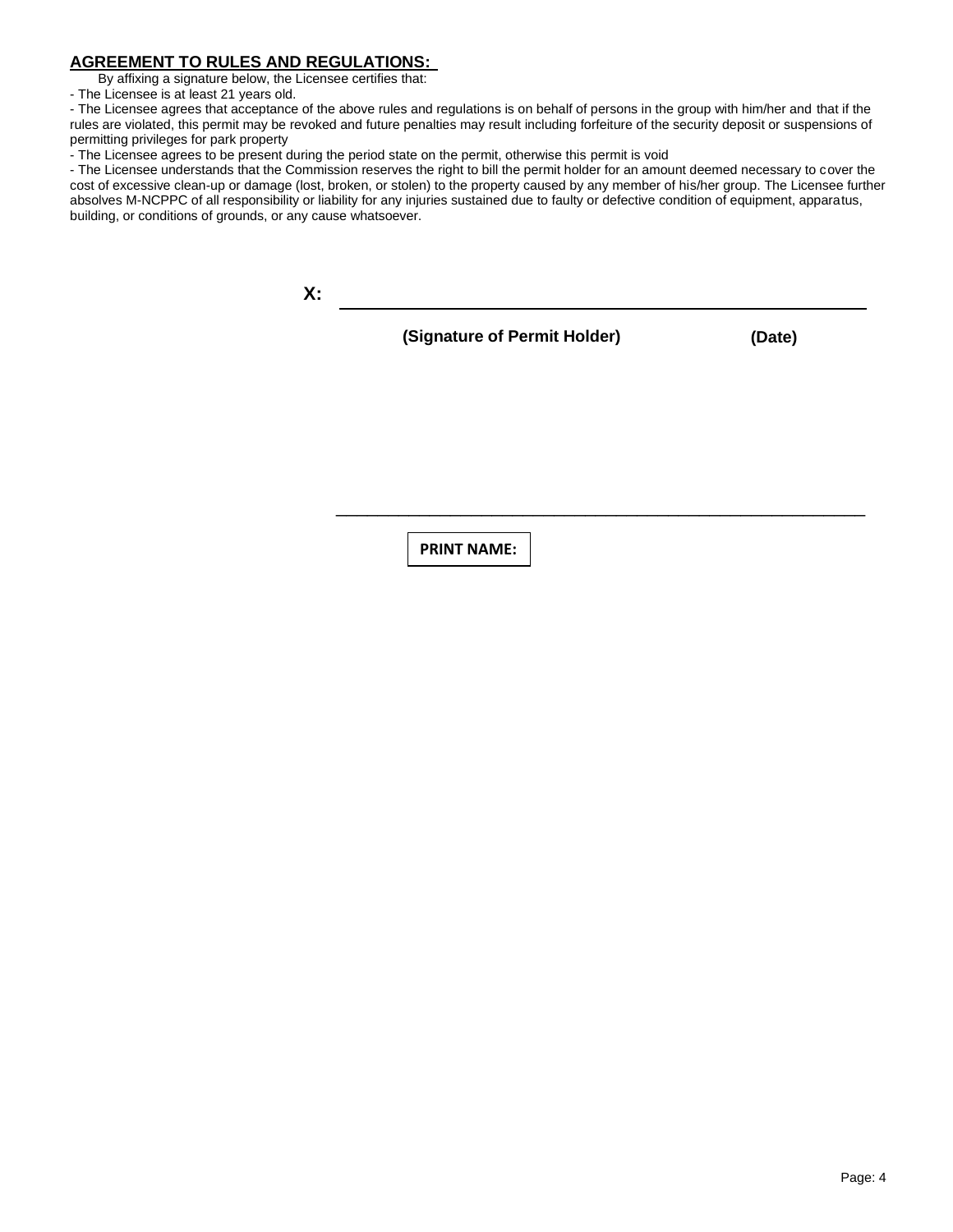## AGREEMENT TO RULES AND REGULATIONS:

By affixing a signature below, the Licensee certifies that:

- The Licensee is at least 21 years old.
- The Licensee agrees that acceptance of the above rules and regulations is on behalf of persons in the group with him/her and that if the rules are violated, this permit may be revoked and future penalties may result including forfeiture of the security deposit or suspensions of permitting privileges for park property
- The Licensee agrees to be present during the period state on the permit, otherwise this permit is void
- The Licensee understands that the Commission reserves the right to bill the permit holder for an amount deemed necessary to cover the cost of excessive clean-up or damage (lost, broken, or stolen) to the property caused by any member of his/her group. The Licensee further absolves M-NCPPC of all responsibility or liability for any injuries sustained due to faulty or defective condition of equipment, apparatus, building, or conditions of grounds, or any cause whatsoever.

**X:** ______________________________________________

**(Signature of Permit Holder)** **(Date)**

______________________________________________

**PRINT NAME:**